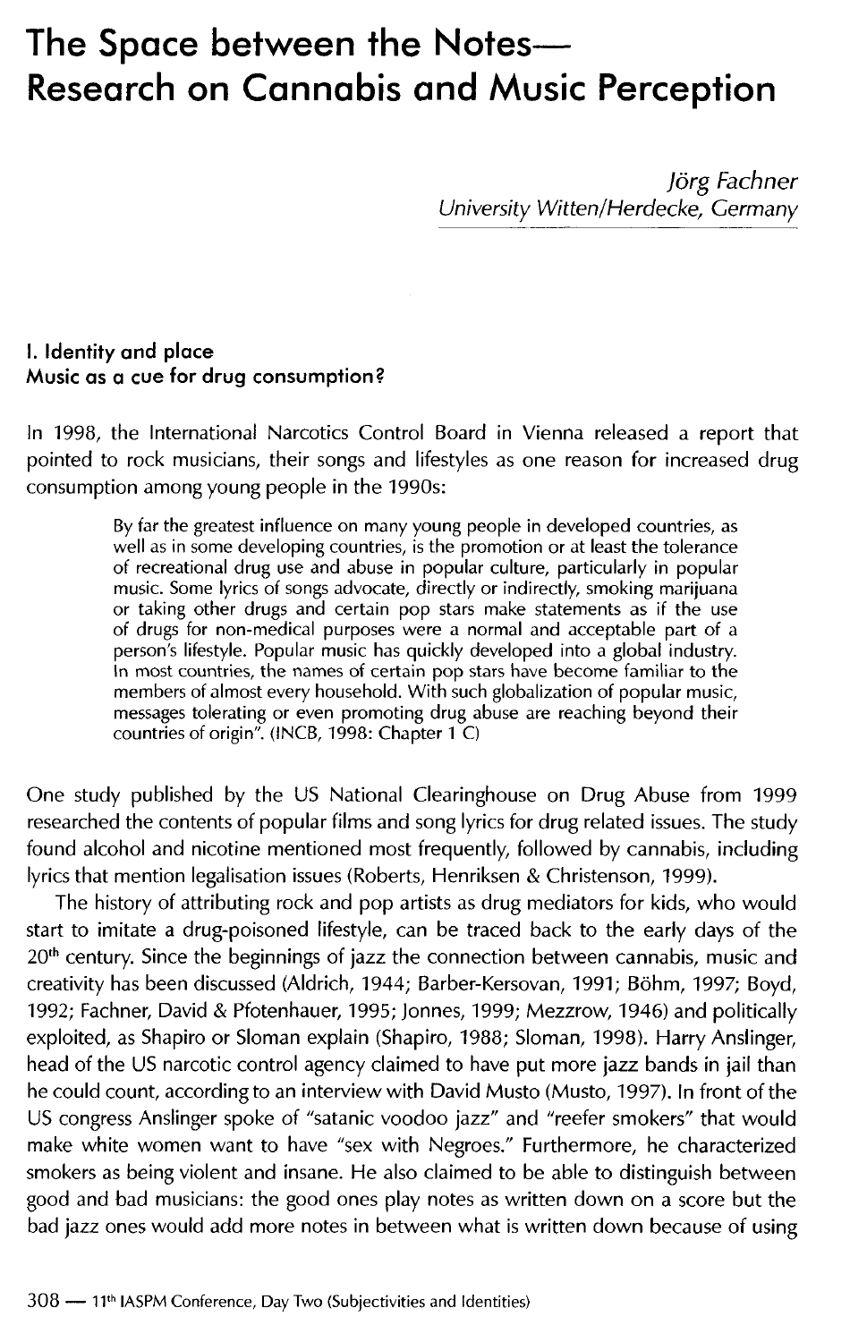# The Space between the Notes— Research on Cannabis and Music Perception

*Jörg Fachner*
*University Witten/Herdecke, Germany*

## I. Identity and place
### Music as a cue for drug consumption?

In 1998, the International Narcotics Control Board in Vienna released a report that pointed to rock musicians, their songs and lifestyles as one reason for increased drug consumption among young people in the 1990s:

> By far the greatest influence on many young people in developed countries, as well as in some developing countries, is the promotion or at least the tolerance of recreational drug use and abuse in popular culture, particularly in popular music. Some lyrics of songs advocate, directly or indirectly, smoking marijuana or taking other drugs and certain pop stars make statements as if the use of drugs for non-medical purposes were a normal and acceptable part of a person's lifestyle. Popular music has quickly developed into a global industry. In most countries, the names of certain pop stars have become familiar to the members of almost every household. With such globalization of popular music, messages tolerating or even promoting drug abuse are reaching beyond their countries of origin". (INCB, 1998: Chapter 1 C)

One study published by the US National Clearinghouse on Drug Abuse from 1999 researched the contents of popular films and song lyrics for drug related issues. The study found alcohol and nicotine mentioned most frequently, followed by cannabis, including lyrics that mention legalisation issues (Roberts, Henriksen & Christenson, 1999).

The history of attributing rock and pop artists as drug mediators for kids, who would start to imitate a drug-poisoned lifestyle, can be traced back to the early days of the 20th century. Since the beginnings of jazz the connection between cannabis, music and creativity has been discussed (Aldrich, 1944; Barber-Kersovan, 1991; Böhm, 1997; Boyd, 1992; Fachner, David & Pfotenhauer, 1995; Jonnes, 1999; Mezzrow, 1946) and politically exploited, as Shapiro or Sloman explain (Shapiro, 1988; Sloman, 1998). Harry Anslinger, head of the US narcotic control agency claimed to have put more jazz bands in jail than he could count, according to an interview with David Musto (Musto, 1997). In front of the US congress Anslinger spoke of "satanic voodoo jazz" and "reefer smokers" that would make white women want to have "sex with Negroes." Furthermore, he characterized smokers as being violent and insane. He also claimed to be able to distinguish between good and bad musicians: the good ones play notes as written down on a score but the bad jazz ones would add more notes in between what is written down because of using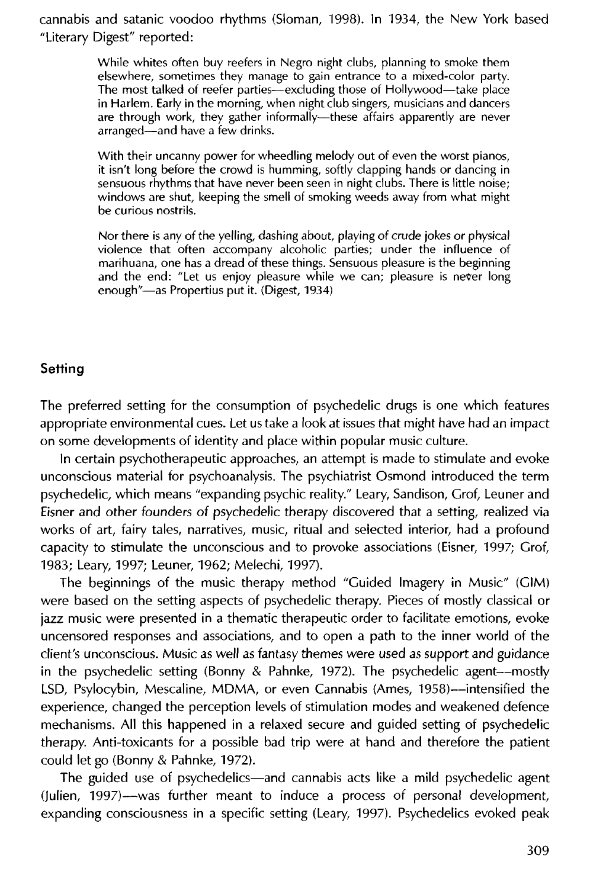cannabis and satanic voodoo rhythms (Sloman, 1998). In 1934, the New York based "Literary Digest" reported:

> While whites often buy reefers in Negro night clubs, planning to smoke them elsewhere, sometimes they manage to gain entrance to a mixed-color party. The most talked of reefer parties—excluding those of Hollywood—take place in Harlem. Early in the morning, when night club singers, musicians and dancers are through work, they gather informally—these affairs apparently are never arranged—and have a few drinks.
>
> With their uncanny power for wheedling melody out of even the worst pianos, it isn't long before the crowd is humming, softly clapping hands or dancing in sensuous rhythms that have never been seen in night clubs. There is little noise; windows are shut, keeping the smell of smoking weeds away from what might be curious nostrils.
>
> Nor there is any of the yelling, dashing about, playing of crude jokes or physical violence that often accompany alcoholic parties; under the influence of marihuana, one has a dread of these things. Sensuous pleasure is the beginning and the end: "Let us enjoy pleasure while we can; pleasure is never long enough"—as Propertius put it. (Digest, 1934)

## Setting

The preferred setting for the consumption of psychedelic drugs is one which features appropriate environmental cues. Let us take a look at issues that might have had an impact on some developments of identity and place within popular music culture.

In certain psychotherapeutic approaches, an attempt is made to stimulate and evoke unconscious material for psychoanalysis. The psychiatrist Osmond introduced the term psychedelic, which means "expanding psychic reality." Leary, Sandison, Grof, Leuner and Eisner and other founders of psychedelic therapy discovered that a setting, realized via works of art, fairy tales, narratives, music, ritual and selected interior, had a profound capacity to stimulate the unconscious and to provoke associations (Eisner, 1997; Grof, 1983; Leary, 1997; Leuner, 1962; Melechi, 1997).

The beginnings of the music therapy method "Guided Imagery in Music" (GIM) were based on the setting aspects of psychedelic therapy. Pieces of mostly classical or jazz music were presented in a thematic therapeutic order to facilitate emotions, evoke uncensored responses and associations, and to open a path to the inner world of the client's unconscious. Music as well as fantasy themes were used as support and guidance in the psychedelic setting (Bonny & Pahnke, 1972). The psychedelic agent—mostly LSD, Psylocybin, Mescaline, MDMA, or even Cannabis (Ames, 1958)—intensified the experience, changed the perception levels of stimulation modes and weakened defence mechanisms. All this happened in a relaxed secure and guided setting of psychedelic therapy. Anti-toxicants for a possible bad trip were at hand and therefore the patient could let go (Bonny & Pahnke, 1972).

The guided use of psychedelics—and cannabis acts like a mild psychedelic agent (Julien, 1997)—was further meant to induce a process of personal development, expanding consciousness in a specific setting (Leary, 1997). Psychedelics evoked peak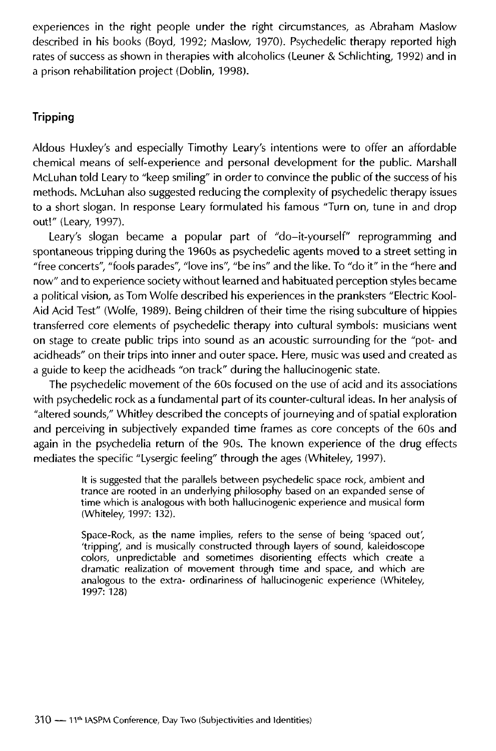experiences in the right people under the right circumstances, as Abraham Maslow described in his books (Boyd, 1992; Maslow, 1970). Psychedelic therapy reported high rates of success as shown in therapies with alcoholics (Leuner & Schlichting, 1992) and in a prison rehabilitation project (Doblin, 1998).

## Tripping

Aldous Huxley's and especially Timothy Leary's intentions were to offer an affordable chemical means of self-experience and personal development for the public. Marshall McLuhan told Leary to "keep smiling" in order to convince the public of the success of his methods. McLuhan also suggested reducing the complexity of psychedelic therapy issues to a short slogan. In response Leary formulated his famous "Turn on, tune in and drop out!" (Leary, 1997).

Leary's slogan became a popular part of "do–it-yourself" reprogramming and spontaneous tripping during the 1960s as psychedelic agents moved to a street setting in "free concerts", "fools parades", "love ins", "be ins" and the like. To "do it" in the "here and now" and to experience society without learned and habituated perception styles became a political vision, as Tom Wolfe described his experiences in the pranksters "Electric Kool-Aid Acid Test" (Wolfe, 1989). Being children of their time the rising subculture of hippies transferred core elements of psychedelic therapy into cultural symbols: musicians went on stage to create public trips into sound as an acoustic surrounding for the "pot- and acidheads" on their trips into inner and outer space. Here, music was used and created as a guide to keep the acidheads "on track" during the hallucinogenic state.

The psychedelic movement of the 60s focused on the use of acid and its associations with psychedelic rock as a fundamental part of its counter-cultural ideas. In her analysis of "altered sounds," Whitley described the concepts of journeying and of spatial exploration and perceiving in subjectively expanded time frames as core concepts of the 60s and again in the psychedelia return of the 90s. The known experience of the drug effects mediates the specific "Lysergic feeling" through the ages (Whiteley, 1997).

> It is suggested that the parallels between psychedelic space rock, ambient and trance are rooted in an underlying philosophy based on an expanded sense of time which is analogous with both hallucinogenic experience and musical form (Whiteley, 1997: 132).
>
> Space-Rock, as the name implies, refers to the sense of being 'spaced out', 'tripping', and is musically constructed through layers of sound, kaleidoscope colors, unpredictable and sometimes disorienting effects which create a dramatic realization of movement through time and space, and which are analogous to the extra- ordinariness of hallucinogenic experience (Whiteley, 1997: 128)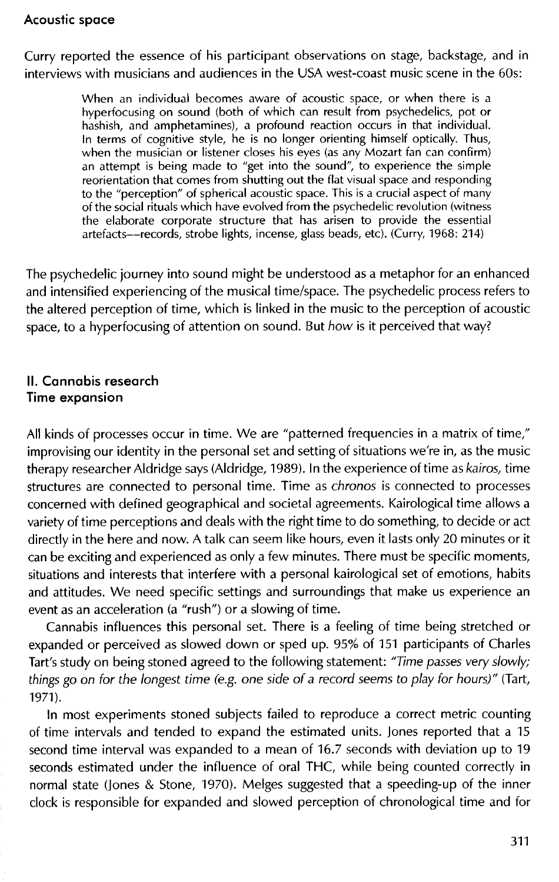### Acoustic space

Curry reported the essence of his participant observations on stage, backstage, and in interviews with musicians and audiences in the USA west-coast music scene in the 60s:

> When an individual becomes aware of acoustic space, or when there is a hyperfocusing on sound (both of which can result from psychedelics, pot or hashish, and amphetamines), a profound reaction occurs in that individual. In terms of cognitive style, he is no longer orienting himself optically. Thus, when the musician or listener closes his eyes (as any Mozart fan can confirm) an attempt is being made to "get into the sound", to experience the simple reorientation that comes from shutting out the flat visual space and responding to the "perception" of spherical acoustic space. This is a crucial aspect of many of the social rituals which have evolved from the psychedelic revolution (witness the elaborate corporate structure that has arisen to provide the essential artefacts—records, strobe lights, incense, glass beads, etc). (Curry, 1968: 214)

The psychedelic journey into sound might be understood as a metaphor for an enhanced and intensified experiencing of the musical time/space. The psychedelic process refers to the altered perception of time, which is linked in the music to the perception of acoustic space, to a hyperfocusing of attention on sound. But *how* is it perceived that way?

## II. Cannabis research

### Time expansion

All kinds of processes occur in time. We are "patterned frequencies in a matrix of time," improvising our identity in the personal set and setting of situations we're in, as the music therapy researcher Aldridge says (Aldridge, 1989). In the experience of time as *kairos,* time structures are connected to personal time. Time as *chronos* is connected to processes concerned with defined geographical and societal agreements. Kairological time allows a variety of time perceptions and deals with the right time to do something, to decide or act directly in the here and now. A talk can seem like hours, even it lasts only 20 minutes or it can be exciting and experienced as only a few minutes. There must be specific moments, situations and interests that interfere with a personal kairological set of emotions, habits and attitudes. We need specific settings and surroundings that make us experience an event as an acceleration (a "rush") or a slowing of time.

Cannabis influences this personal set. There is a feeling of time being stretched or expanded or perceived as slowed down or sped up. 95% of 151 participants of Charles Tart's study on being stoned agreed to the following statement: *"Time passes very slowly; things go on for the longest time (e.g. one side of a record seems to play for hours)"* (Tart, 1971).

In most experiments stoned subjects failed to reproduce a correct metric counting of time intervals and tended to expand the estimated units. Jones reported that a 15 second time interval was expanded to a mean of 16.7 seconds with deviation up to 19 seconds estimated under the influence of oral THC, while being counted correctly in normal state (Jones & Stone, 1970). Melges suggested that a speeding-up of the inner clock is responsible for expanded and slowed perception of chronological time and for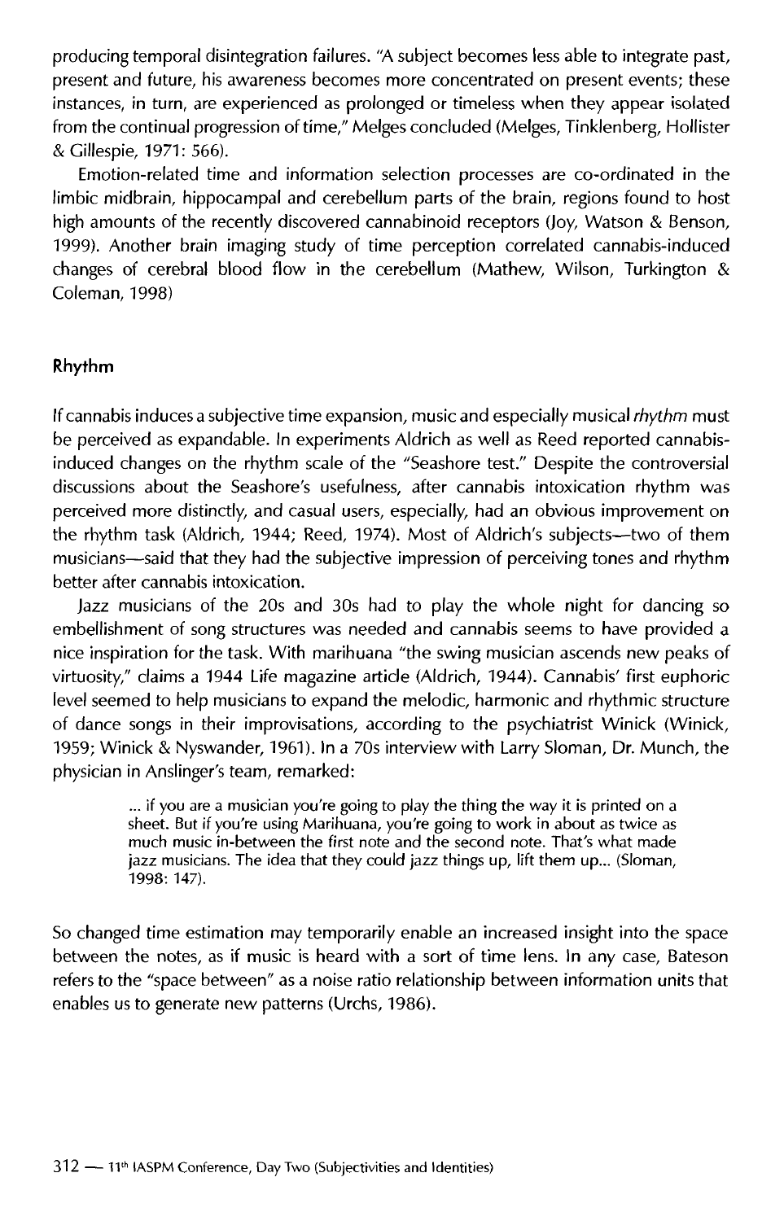producing temporal disintegration failures. "A subject becomes less able to integrate past, present and future, his awareness becomes more concentrated on present events; these instances, in turn, are experienced as prolonged or timeless when they appear isolated from the continual progression of time," Melges concluded (Melges, Tinklenberg, Hollister & Gillespie, 1971: 566).

Emotion-related time and information selection processes are co-ordinated in the limbic midbrain, hippocampal and cerebellum parts of the brain, regions found to host high amounts of the recently discovered cannabinoid receptors (Joy, Watson & Benson, 1999). Another brain imaging study of time perception correlated cannabis-induced changes of cerebral blood flow in the cerebellum (Mathew, Wilson, Turkington & Coleman, 1998)

## Rhythm

If cannabis induces a subjective time expansion, music and especially musical *rhythm* must be perceived as expandable. In experiments Aldrich as well as Reed reported cannabis-induced changes on the rhythm scale of the "Seashore test." Despite the controversial discussions about the Seashore's usefulness, after cannabis intoxication rhythm was perceived more distinctly, and casual users, especially, had an obvious improvement on the rhythm task (Aldrich, 1944; Reed, 1974). Most of Aldrich's subjects—two of them musicians—said that they had the subjective impression of perceiving tones and rhythm better after cannabis intoxication.

Jazz musicians of the 20s and 30s had to play the whole night for dancing so embellishment of song structures was needed and cannabis seems to have provided a nice inspiration for the task. With marihuana "the swing musician ascends new peaks of virtuosity," claims a 1944 Life magazine article (Aldrich, 1944). Cannabis' first euphoric level seemed to help musicians to expand the melodic, harmonic and rhythmic structure of dance songs in their improvisations, according to the psychiatrist Winick (Winick, 1959; Winick & Nyswander, 1961). In a 70s interview with Larry Sloman, Dr. Munch, the physician in Anslinger's team, remarked:

> ... if you are a musician you're going to play the thing the way it is printed on a sheet. But if you're using Marihuana, you're going to work in about as twice as much music in-between the first note and the second note. That's what made jazz musicians. The idea that they could jazz things up, lift them up... (Sloman, 1998: 147).

So changed time estimation may temporarily enable an increased insight into the space between the notes, as if music is heard with a sort of time lens. In any case, Bateson refers to the "space between" as a noise ratio relationship between information units that enables us to generate new patterns (Urchs, 1986).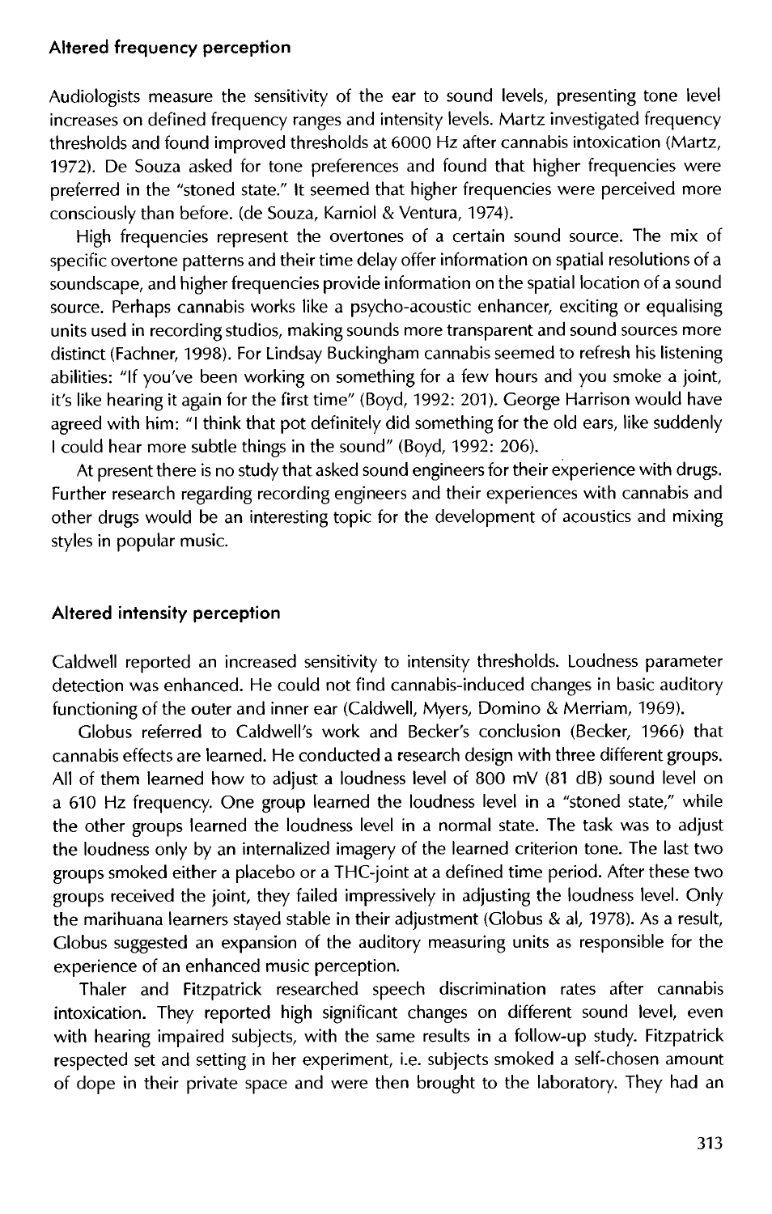### Altered frequency perception

Audiologists measure the sensitivity of the ear to sound levels, presenting tone level increases on defined frequency ranges and intensity levels. Martz investigated frequency thresholds and found improved thresholds at 6000 Hz after cannabis intoxication (Martz, 1972). De Souza asked for tone preferences and found that higher frequencies were preferred in the "stoned state." It seemed that higher frequencies were perceived more consciously than before. (de Souza, Karniol & Ventura, 1974).

High frequencies represent the overtones of a certain sound source. The mix of specific overtone patterns and their time delay offer information on spatial resolutions of a soundscape, and higher frequencies provide information on the spatial location of a sound source. Perhaps cannabis works like a psycho-acoustic enhancer, exciting or equalising units used in recording studios, making sounds more transparent and sound sources more distinct (Fachner, 1998). For Lindsay Buckingham cannabis seemed to refresh his listening abilities: "If you've been working on something for a few hours and you smoke a joint, it's like hearing it again for the first time" (Boyd, 1992: 201). George Harrison would have agreed with him: "I think that pot definitely did something for the old ears, like suddenly I could hear more subtle things in the sound" (Boyd, 1992: 206).

At present there is no study that asked sound engineers for their experience with drugs. Further research regarding recording engineers and their experiences with cannabis and other drugs would be an interesting topic for the development of acoustics and mixing styles in popular music.

### Altered intensity perception

Caldwell reported an increased sensitivity to intensity thresholds. Loudness parameter detection was enhanced. He could not find cannabis-induced changes in basic auditory functioning of the outer and inner ear (Caldwell, Myers, Domino & Merriam, 1969).

Globus referred to Caldwell's work and Becker's conclusion (Becker, 1966) that cannabis effects are learned. He conducted a research design with three different groups. All of them learned how to adjust a loudness level of 800 mV (81 dB) sound level on a 610 Hz frequency. One group learned the loudness level in a "stoned state," while the other groups learned the loudness level in a normal state. The task was to adjust the loudness only by an internalized imagery of the learned criterion tone. The last two groups smoked either a placebo or a THC-joint at a defined time period. After these two groups received the joint, they failed impressively in adjusting the loudness level. Only the marihuana learners stayed stable in their adjustment (Globus & al, 1978). As a result, Globus suggested an expansion of the auditory measuring units as responsible for the experience of an enhanced music perception.

Thaler and Fitzpatrick researched speech discrimination rates after cannabis intoxication. They reported high significant changes on different sound level, even with hearing impaired subjects, with the same results in a follow-up study. Fitzpatrick respected set and setting in her experiment, i.e. subjects smoked a self-chosen amount of dope in their private space and were then brought to the laboratory. They had an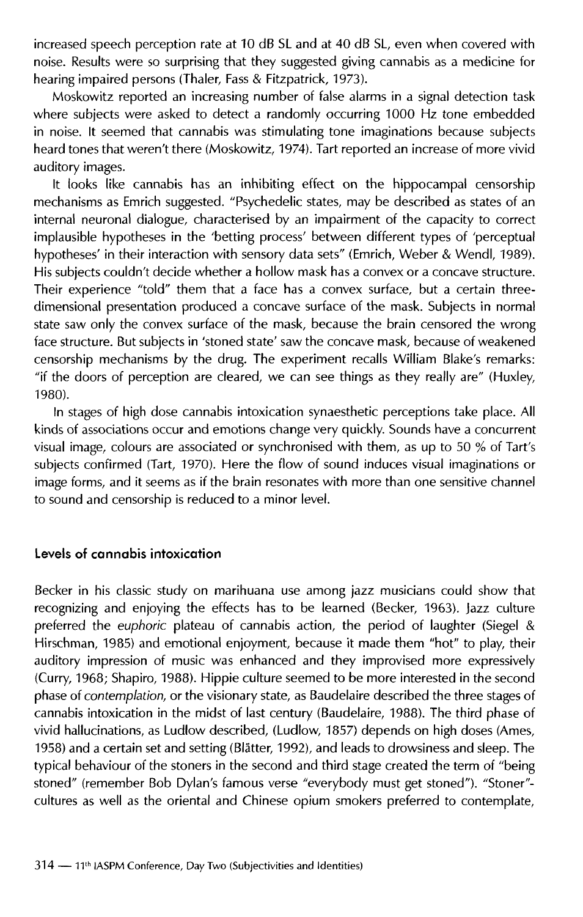increased speech perception rate at 10 dB SL and at 40 dB SL, even when covered with noise. Results were so surprising that they suggested giving cannabis as a medicine for hearing impaired persons (Thaler, Fass & Fitzpatrick, 1973).

Moskowitz reported an increasing number of false alarms in a signal detection task where subjects were asked to detect a randomly occurring 1000 Hz tone embedded in noise. It seemed that cannabis was stimulating tone imaginations because subjects heard tones that weren't there (Moskowitz, 1974). Tart reported an increase of more vivid auditory images.

It looks like cannabis has an inhibiting effect on the hippocampal censorship mechanisms as Emrich suggested. "Psychedelic states, may be described as states of an internal neuronal dialogue, characterised by an impairment of the capacity to correct implausible hypotheses in the 'betting process' between different types of 'perceptual hypotheses' in their interaction with sensory data sets" (Emrich, Weber & Wendl, 1989). His subjects couldn't decide whether a hollow mask has a convex or a concave structure. Their experience "told" them that a face has a convex surface, but a certain three-dimensional presentation produced a concave surface of the mask. Subjects in normal state saw only the convex surface of the mask, because the brain censored the wrong face structure. But subjects in 'stoned state' saw the concave mask, because of weakened censorship mechanisms by the drug. The experiment recalls William Blake's remarks: "if the doors of perception are cleared, we can see things as they really are" (Huxley, 1980).

In stages of high dose cannabis intoxication synaesthetic perceptions take place. All kinds of associations occur and emotions change very quickly. Sounds have a concurrent visual image, colours are associated or synchronised with them, as up to 50 % of Tart's subjects confirmed (Tart, 1970). Here the flow of sound induces visual imaginations or image forms, and it seems as if the brain resonates with more than one sensitive channel to sound and censorship is reduced to a minor level.

### Levels of cannabis intoxication

Becker in his classic study on marihuana use among jazz musicians could show that recognizing and enjoying the effects has to be learned (Becker, 1963). Jazz culture preferred the *euphoric* plateau of cannabis action, the period of laughter (Siegel & Hirschman, 1985) and emotional enjoyment, because it made them "hot" to play, their auditory impression of music was enhanced and they improvised more expressively (Curry, 1968; Shapiro, 1988). Hippie culture seemed to be more interested in the second phase of *contemplation*, or the visionary state, as Baudelaire described the three stages of cannabis intoxication in the midst of last century (Baudelaire, 1988). The third phase of vivid hallucinations, as Ludlow described, (Ludlow, 1857) depends on high doses (Ames, 1958) and a certain set and setting (Blätter, 1992), and leads to drowsiness and sleep. The typical behaviour of the stoners in the second and third stage created the term of "being stoned" (remember Bob Dylan's famous verse "everybody must get stoned"). "Stoner"-cultures as well as the oriental and Chinese opium smokers preferred to contemplate,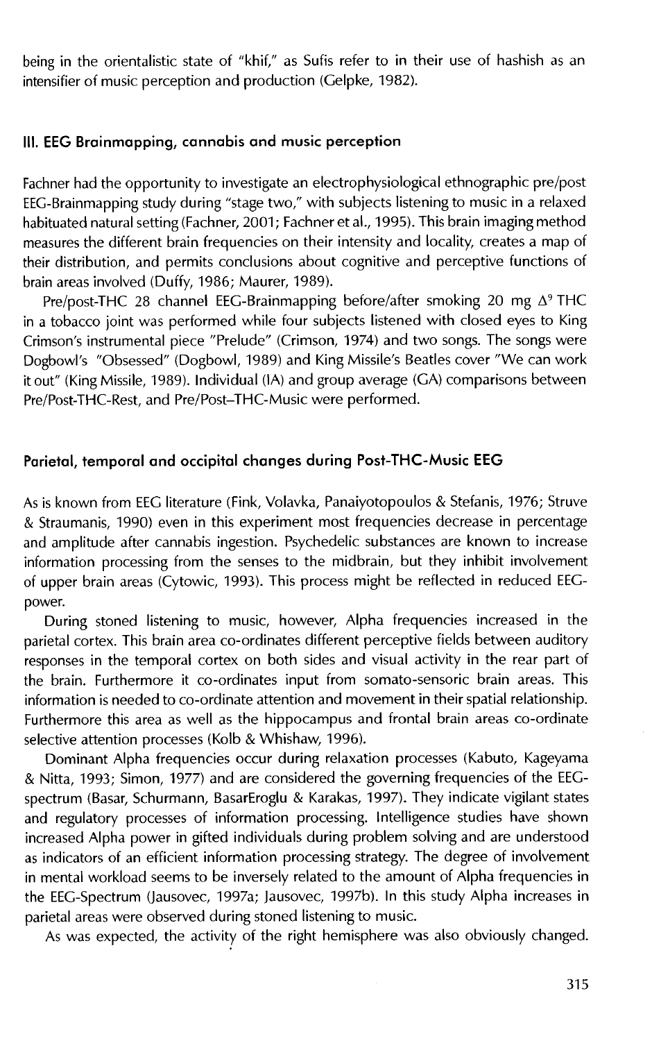being in the orientalistic state of "khif," as Sufis refer to in their use of hashish as an intensifier of music perception and production (Gelpke, 1982).

## III. EEG Brainmapping, cannabis and music perception

Fachner had the opportunity to investigate an electrophysiological ethnographic pre/post EEG-Brainmapping study during "stage two," with subjects listening to music in a relaxed habituated natural setting (Fachner, 2001; Fachner et al., 1995). This brain imaging method measures the different brain frequencies on their intensity and locality, creates a map of their distribution, and permits conclusions about cognitive and perceptive functions of brain areas involved (Duffy, 1986; Maurer, 1989).

Pre/post-THC 28 channel EEG-Brainmapping before/after smoking 20 mg $\Delta^9$ THC in a tobacco joint was performed while four subjects listened with closed eyes to King Crimson's instrumental piece "Prelude" (Crimson, 1974) and two songs. The songs were Dogbowl's "Obsessed" (Dogbowl, 1989) and King Missile's Beatles cover "We can work it out" (King Missile, 1989). Individual (IA) and group average (GA) comparisons between Pre/Post-THC-Rest, and Pre/Post–THC-Music were performed.

### Parietal, temporal and occipital changes during Post-THC-Music EEG

As is known from EEG literature (Fink, Volavka, Panaiyotopoulos & Stefanis, 1976; Struve & Straumanis, 1990) even in this experiment most frequencies decrease in percentage and amplitude after cannabis ingestion. Psychedelic substances are known to increase information processing from the senses to the midbrain, but they inhibit involvement of upper brain areas (Cytowic, 1993). This process might be reflected in reduced EEG-power.

During stoned listening to music, however, Alpha frequencies increased in the parietal cortex. This brain area co-ordinates different perceptive fields between auditory responses in the temporal cortex on both sides and visual activity in the rear part of the brain. Furthermore it co-ordinates input from somato-sensoric brain areas. This information is needed to co-ordinate attention and movement in their spatial relationship. Furthermore this area as well as the hippocampus and frontal brain areas co-ordinate selective attention processes (Kolb & Whishaw, 1996).

Dominant Alpha frequencies occur during relaxation processes (Kabuto, Kageyama & Nitta, 1993; Simon, 1977) and are considered the governing frequencies of the EEG-spectrum (Basar, Schurmann, BasarEroglu & Karakas, 1997). They indicate vigilant states and regulatory processes of information processing. Intelligence studies have shown increased Alpha power in gifted individuals during problem solving and are understood as indicators of an efficient information processing strategy. The degree of involvement in mental workload seems to be inversely related to the amount of Alpha frequencies in the EEG-Spectrum (Jausovec, 1997a; Jausovec, 1997b). In this study Alpha increases in parietal areas were observed during stoned listening to music.

As was expected, the activity of the right hemisphere was also obviously changed.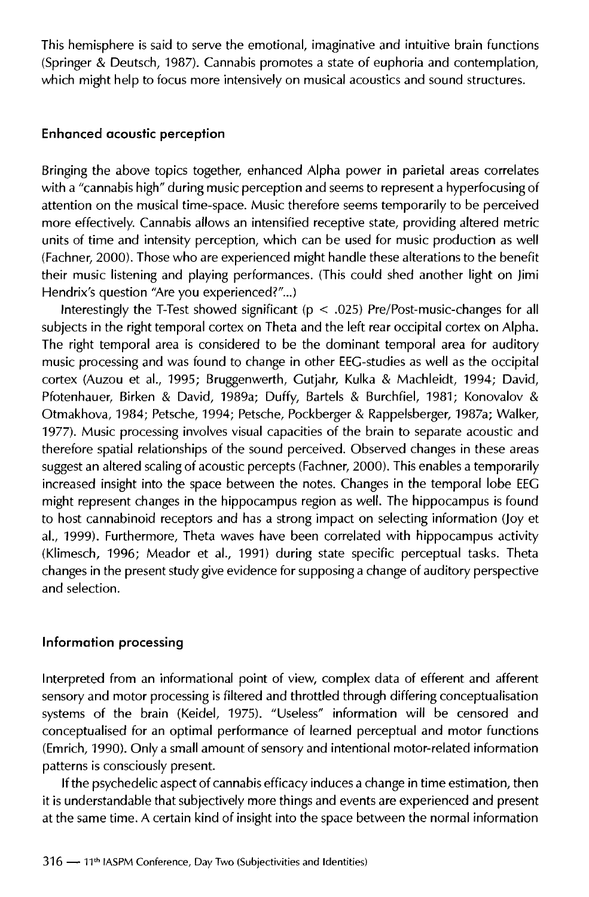This hemisphere is said to serve the emotional, imaginative and intuitive brain functions (Springer & Deutsch, 1987). Cannabis promotes a state of euphoria and contemplation, which might help to focus more intensively on musical acoustics and sound structures.

### Enhanced acoustic perception

Bringing the above topics together, enhanced Alpha power in parietal areas correlates with a "cannabis high" during music perception and seems to represent a hyperfocusing of attention on the musical time-space. Music therefore seems temporarily to be perceived more effectively. Cannabis allows an intensified receptive state, providing altered metric units of time and intensity perception, which can be used for music production as well (Fachner, 2000). Those who are experienced might handle these alterations to the benefit their music listening and playing performances. (This could shed another light on Jimi Hendrix's question "Are you experienced?"...)

Interestingly the T-Test showed significant ($p < .025$) Pre/Post-music-changes for all subjects in the right temporal cortex on Theta and the left rear occipital cortex on Alpha. The right temporal area is considered to be the dominant temporal area for auditory music processing and was found to change in other EEG-studies as well as the occipital cortex (Auzou et al., 1995; Bruggenwerth, Gutjahr, Kulka & Machleidt, 1994; David, Pfotenhauer, Birken & David, 1989a; Duffy, Bartels & Burchfiel, 1981; Konovalov & Otmakhova, 1984; Petsche, 1994; Petsche, Pockberger & Rappelsberger, 1987a; Walker, 1977). Music processing involves visual capacities of the brain to separate acoustic and therefore spatial relationships of the sound perceived. Observed changes in these areas suggest an altered scaling of acoustic percepts (Fachner, 2000). This enables a temporarily increased insight into the space between the notes. Changes in the temporal lobe EEG might represent changes in the hippocampus region as well. The hippocampus is found to host cannabinoid receptors and has a strong impact on selecting information (Joy et al., 1999). Furthermore, Theta waves have been correlated with hippocampus activity (Klimesch, 1996; Meador et al., 1991) during state specific perceptual tasks. Theta changes in the present study give evidence for supposing a change of auditory perspective and selection.

### Information processing

Interpreted from an informational point of view, complex data of efferent and afferent sensory and motor processing is filtered and throttled through differing conceptualisation systems of the brain (Keidel, 1975). "Useless" information will be censored and conceptualised for an optimal performance of learned perceptual and motor functions (Emrich, 1990). Only a small amount of sensory and intentional motor-related information patterns is consciously present.

If the psychedelic aspect of cannabis efficacy induces a change in time estimation, then it is understandable that subjectively more things and events are experienced and present at the same time. A certain kind of insight into the space between the normal information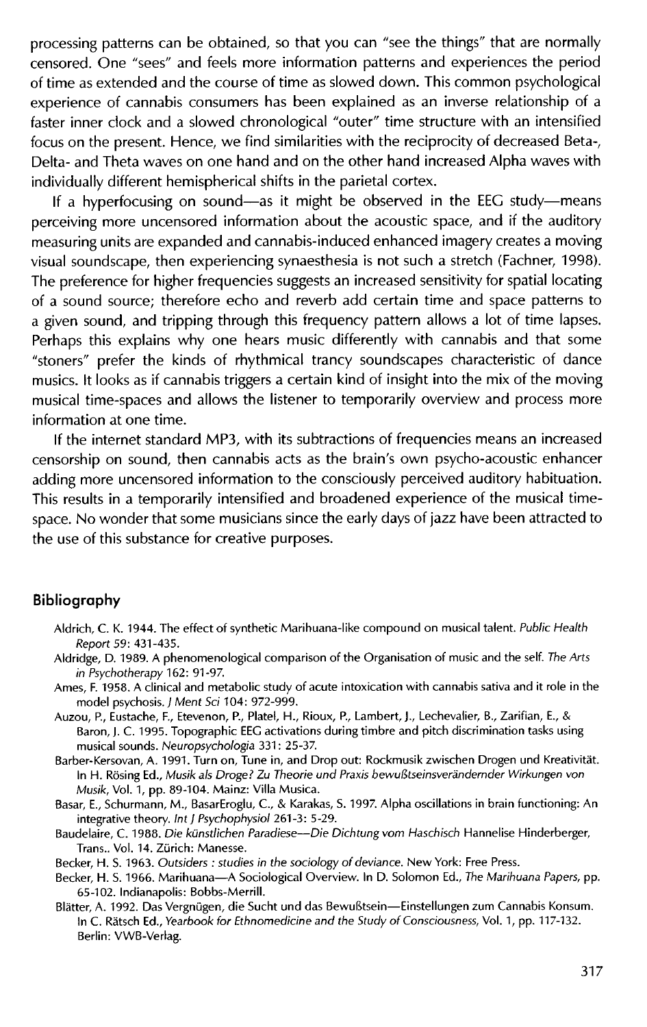processing patterns can be obtained, so that you can "see the things" that are normally censored. One "sees" and feels more information patterns and experiences the period of time as extended and the course of time as slowed down. This common psychological experience of cannabis consumers has been explained as an inverse relationship of a faster inner clock and a slowed chronological "outer" time structure with an intensified focus on the present. Hence, we find similarities with the reciprocity of decreased Beta-, Delta- and Theta waves on one hand and on the other hand increased Alpha waves with individually different hemispherical shifts in the parietal cortex.

If a hyperfocusing on sound—as it might be observed in the EEG study—means perceiving more uncensored information about the acoustic space, and if the auditory measuring units are expanded and cannabis-induced enhanced imagery creates a moving visual soundscape, then experiencing synaesthesia is not such a stretch (Fachner, 1998). The preference for higher frequencies suggests an increased sensitivity for spatial locating of a sound source; therefore echo and reverb add certain time and space patterns to a given sound, and tripping through this frequency pattern allows a lot of time lapses. Perhaps this explains why one hears music differently with cannabis and that some "stoners" prefer the kinds of rhythmical trancy soundscapes characteristic of dance musics. It looks as if cannabis triggers a certain kind of insight into the mix of the moving musical time-spaces and allows the listener to temporarily overview and process more information at one time.

If the internet standard MP3, with its subtractions of frequencies means an increased censorship on sound, then cannabis acts as the brain's own psycho-acoustic enhancer adding more uncensored information to the consciously perceived auditory habituation. This results in a temporarily intensified and broadened experience of the musical time-space. No wonder that some musicians since the early days of jazz have been attracted to the use of this substance for creative purposes.

## Bibliography

Aldrich, C. K. 1944. The effect of synthetic Marihuana-like compound on musical talent. *Public Health Report* 59: 431-435.

Aldridge, D. 1989. A phenomenological comparison of the Organisation of music and the self. *The Arts in Psychotherapy* 162: 91-97.

Ames, F. 1958. A clinical and metabolic study of acute intoxication with cannabis sativa and it role in the model psychosis. *J Ment Sci* 104: 972-999.

Auzou, P., Eustache, F., Etevenon, P., Platel, H., Rioux, P., Lambert, J., Lechevalier, B., Zarifian, E., & Baron, J. C. 1995. Topographic EEG activations during timbre and pitch discrimination tasks using musical sounds. *Neuropsychologia* 331: 25-37.

Barber-Kersovan, A. 1991. Turn on, Tune in, and Drop out: Rockmusik zwischen Drogen und Kreativität. In H. Rösing Ed., *Musik als Droge? Zu Theorie und Praxis bewußtseinsverändernder Wirkungen von Musik*, Vol. 1, pp. 89-104. Mainz: Villa Musica.

Basar, E., Schurmann, M., BasarEroglu, C., & Karakas, S. 1997. Alpha oscillations in brain functioning: An integrative theory. *Int J Psychophysiol* 261-3: 5-29.

Baudelaire, C. 1988. *Die künstlichen Paradiese—Die Dichtung vom Haschisch* Hannelise Hinderberger, Trans.. Vol. 14. Zürich: Manesse.

Becker, H. S. 1963. *Outsiders : studies in the sociology of deviance*. New York: Free Press.

Becker, H. S. 1966. Marihuana—A Sociological Overview. In D. Solomon Ed., *The Marihuana Papers*, pp. 65-102. Indianapolis: Bobbs-Merrill.

Blätter, A. 1992. Das Vergnügen, die Sucht und das Bewußtsein—Einstellungen zum Cannabis Konsum. In C. Rätsch Ed., *Yearbook for Ethnomedicine and the Study of Consciousness*, Vol. 1, pp. 117-132. Berlin: VWB-Verlag.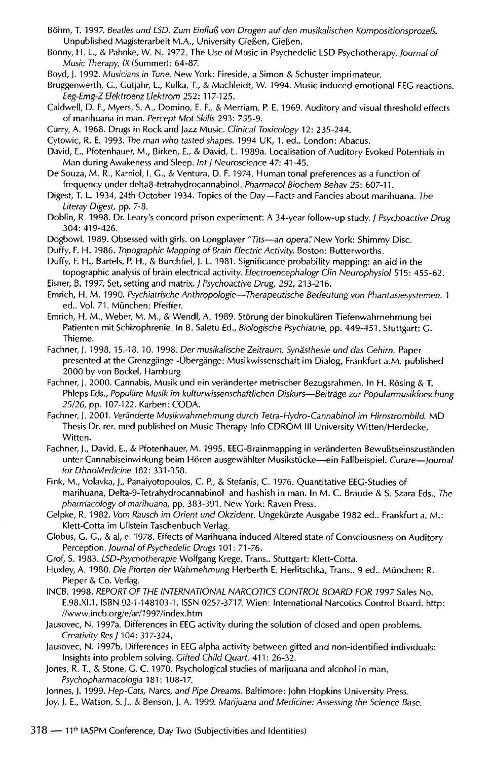Böhm, T. 1997. *Beatles und LSD. Zum Einfluß von Drogen auf den musikalischen Kompositionsprozeß.* Unpublished Magisterarbeit M.A., University Gießen, Gießen.

Bonny, H. L., & Pahnke, W. N. 1972. The Use of Music in Psychedelic LSD Psychotherapy. *Journal of Music Therapy, IX* (Summer): 64-87.

Boyd, J. 1992. *Musicians in Tune.* New York: Fireside, a Simon & Schuster imprimateur.

Bruggenwerth, G., Gutjahr, L., Kulka, T., & Machleidt, W. 1994. Music induced emotional EEG reactions. *Eeg-Emg-Z Elektroenz Elektrom* 252: 117-125.

Caldwell, D. F., Myers, S. A., Domino, E. F., & Merriam, P. E. 1969. Auditory and visual threshold effects of marihuana in man. *Percept Mot Skills* 293: 755-9.

Curry, A. 1968. Drugs in Rock and Jazz Music. *Clinical Toxicology* 12: 235-244.

Cytowic, R. E. 1993. *The man who tasted shapes.* 1994 UK, 1. ed.. London: Abacus.

David, E., Pfotenhauer, M., Birken, E., & David, L. 1989a. Localisation of Auditory Evoked Potentials in Man during Awakeness and Sleep. *Int J Neuroscience* 47: 41-45.

De Souza, M. R., Karniol, I. G., & Ventura, D. F. 1974. Human tonal preferences as a function of frequency under delta8-tetrahydrocannabinol. *Pharmacol Biochem Behav* 25: 607-11.

Digest, T. L. 1934, 24th October 1934. Topics of the Day—Facts and Fancies about marihuana. *The Literay Digest,* pp. 7-8.

Doblin, R. 1998. Dr. Leary's concord prison experiment: A 34-year follow-up study. *J Psychoactive Drug* 304: 419-426.

Dogbowl. 1989. Obsessed with girls. on Longplayer *"Tits—an opera".* New York: Shimmy Disc.

Duffy, F. H. 1986. *Topographic Mapping of Brain Electric Activity.* Boston: Butterworths.

Duffy, F. H., Bartels, P. H., & Burchfiel, J. L. 1981. Significance probability mapping: an aid in the topographic analysis of brain electrical activity. *Electroencephalogr Clin Neurophysiol* 515: 455-62.

Eisner, B. 1997. Set, setting and matrix. *J Psychoactive Drug, 292,* 213-216.

Emrich, H. M. 1990. *Psychiatrische Anthropologie—Therapeutische Bedeutung von Phantasiesystemen.* 1 ed.. Vol. 71. München: Pfeiffer.

Emrich, H. M., Weber, M. M., & Wendl, A. 1989. Störung der binokulären Tiefenwahrnehmung bei Patienten mit Schizophrenie. In B. Saletu Ed., *Biologische Psychiatrie,* pp. 449-451. Stuttgart: G. Thieme.

Fachner, J. 1998, 15.-18. 10. 1998. *Der musikalische Zeitraum, Synästhesie und das Gehirn.* Paper presented at the Grenzgänge -Übergänge: Musikwissenschaft im Dialog, Frankfurt a.M. published 2000 by von Bockel, Hamburg

Fachner, J. 2000. Cannabis, Musik und ein veränderter metrischer Bezugsrahmen. In H. Rösing & T. Phleps Eds., *Populäre Musik im kulturwissenschaftlichen Diskurs—Beiträge zur Popularmusikforschung 25/26,* pp. 107-122. Karben: CODA.

Fachner, J. 2001. *Veränderte Musikwahrnehmung durch Tetra-Hydro-Cannabinol im Hirnstrombild.* MD Thesis Dr. rer. med published on Music Therapy Info CDROM III University Witten/Herdecke, Witten.

Fachner, J., David, E., & Pfotenhauer, M. 1995. EEG-Brainmapping in veränderten Bewußtseinszuständen unter Cannabiseinwirkung beim Hören ausgewählter Musikstücke—ein Fallbeispiel. *Curare—Journal for EthnoMedicine* 182: 331-358.

Fink, M., Volavka, J., Panaiyotopoulos, C. P., & Stefanis, C. 1976. Quantitative EEG-Studies of marihuana, Delta-9-Tetrahydrocannabinol and hashish in man. In M. C. Braude & S. Szara Eds., *The pharmacology of marihuana,* pp. 383-391. New York: Raven Press.

Gelpke, R. 1982. *Vom Rausch im Orient und Okzident.* Ungekürzte Ausgabe 1982 ed.. Frankfurt a. M.: Klett-Cotta im Ullstein Taschenbuch Verlag.

Globus, G. G., & al, e. 1978. Effects of Marihuana induced Altered state of Consciousness on Auditory Perception. *Journal of Psychedelic Drugs* 101: 71-76.

Grof, S. 1983. *LSD-Psychotherapie* Wolfgang Krege, Trans.. Stuttgart: Klett-Cotta.

Huxley, A. 1980. *Die Pforten der Wahrnehmung* Herberth E. Herlitschka, Trans.. 9 ed.. München: R. Pieper & Co. Verlag.

INCB. 1998. *REPORT OF THE INTERNATIONAL NARCOTICS CONTROL BOARD FOR 1997* Sales No. E.98.XI.1, ISBN 92-1-148103-1, ISSN 0257-3717. Wien: International Narcotics Control Board. http://www.incb.org/e/ar/1997/index.htm

Jausovec, N. 1997a. Differences in EEG activity during the solution of closed and open problems. *Creativity Res J* 104: 317-324.

Jausovec, N. 1997b. Differences in EEG alpha activity between gifted and non-identified individuals: Insights into problem solving. *Gifted Child Quart.* 411: 26-32.

Jones, R. T., & Stone, G. C. 1970. Psychological studies of marijuana and alcohol in man. *Psychopharmacologia* 181: 108-17.

Jonnes, J. 1999. *Hep-Cats, Narcs, and Pipe Dreams.* Baltimore: John Hopkins University Press.

Joy, J. E., Watson, S. J., & Benson, J. A. 1999. *Marijuana and Medicine: Assessing the Science Base.*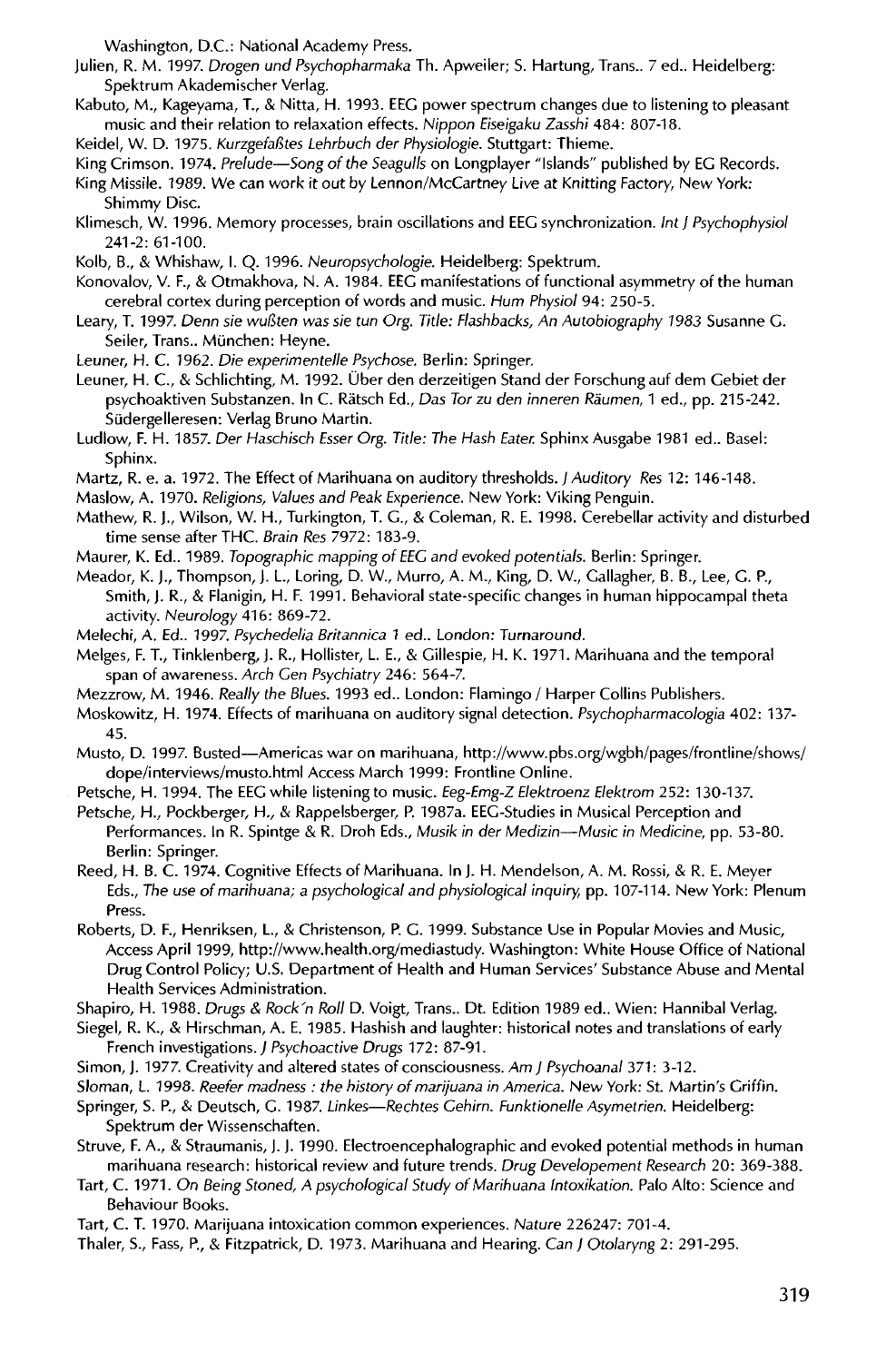Washington, D.C.: National Academy Press.

Julien, R. M. 1997. *Drogen und Psychopharmaka* Th. Apweiler; S. Hartung, Trans.. 7 ed.. Heidelberg: Spektrum Akademischer Verlag.

Kabuto, M., Kageyama, T., & Nitta, H. 1993. EEG power spectrum changes due to listening to pleasant music and their relation to relaxation effects. *Nippon Eiseigaku Zasshi* 484: 807-18.

Keidel, W. D. 1975. *Kurzgefaßtes Lehrbuch der Physiologie*. Stuttgart: Thieme.

King Crimson. 1974. *Prelude—Song of the Seagulls* on Longplayer "Islands" published by EG Records.

King Missile. 1989. We can work it out by Lennon/McCartney Live at Knitting Factory, New York: Shimmy Disc.

Klimesch, W. 1996. Memory processes, brain oscillations and EEG synchronization. *Int J Psychophysiol* 241-2: 61-100.

Kolb, B., & Whishaw, I. Q. 1996. *Neuropsychologie*. Heidelberg: Spektrum.

Konovalov, V. F., & Otmakhova, N. A. 1984. EEG manifestations of functional asymmetry of the human cerebral cortex during perception of words and music. *Hum Physiol* 94: 250-5.

Leary, T. 1997. *Denn sie wußten was sie tun Org. Title: Flashbacks, An Autobiography 1983* Susanne G. Seiler, Trans.. München: Heyne.

Leuner, H. C. 1962. *Die experimentelle Psychose*. Berlin: Springer.

Leuner, H. C., & Schlichting, M. 1992. Über den derzeitigen Stand der Forschung auf dem Gebiet der psychoaktiven Substanzen. In C. Rätsch Ed., *Das Tor zu den inneren Räumen*, 1 ed., pp. 215-242. Südergelleresen: Verlag Bruno Martin.

Ludlow, F. H. 1857. *Der Haschisch Esser Org. Title: The Hash Eater.* Sphinx Ausgabe 1981 ed.. Basel: Sphinx.

Martz, R. e. a. 1972. The Effect of Marihuana on auditory thresholds. *J Auditory Res* 12: 146-148.

Maslow, A. 1970. *Religions, Values and Peak Experience*. New York: Viking Penguin.

Mathew, R. J., Wilson, W. H., Turkington, T. G., & Coleman, R. E. 1998. Cerebellar activity and disturbed time sense after THC. *Brain Res* 7972: 183-9.

Maurer, K. Ed.. 1989. *Topographic mapping of EEG and evoked potentials*. Berlin: Springer.

Meador, K. J., Thompson, J. L., Loring, D. W., Murro, A. M., King, D. W., Gallagher, B. B., Lee, G. P., Smith, J. R., & Flanigin, H. F. 1991. Behavioral state-specific changes in human hippocampal theta activity. *Neurology* 416: 869-72.

Melechi, A. Ed.. 1997. *Psychedelia Britannica* 1 ed.. London: Turnaround.

Melges, F. T., Tinklenberg, J. R., Hollister, L. E., & Gillespie, H. K. 1971. Marihuana and the temporal span of awareness. *Arch Gen Psychiatry* 246: 564-7.

Mezzrow, M. 1946. *Really the Blues*. 1993 ed.. London: Flamingo / Harper Collins Publishers.

Moskowitz, H. 1974. Effects of marihuana on auditory signal detection. *Psychopharmacologia* 402: 137-45.

Musto, D. 1997. Busted—Americas war on marihuana, http://www.pbs.org/wgbh/pages/frontline/shows/dope/interviews/musto.html Access March 1999: Frontline Online.

Petsche, H. 1994. The EEG while listening to music. *Eeg-Emg-Z Elektroenz Elektrom* 252: 130-137.

Petsche, H., Pockberger, H., & Rappelsberger, P. 1987a. EEG-Studies in Musical Perception and Performances. In R. Spintge & R. Droh Eds., *Musik in der Medizin—Music in Medicine*, pp. 53-80. Berlin: Springer.

Reed, H. B. C. 1974. Cognitive Effects of Marihuana. In J. H. Mendelson, A. M. Rossi, & R. E. Meyer Eds., *The use of marihuana; a psychological and physiological inquiry*, pp. 107-114. New York: Plenum Press.

Roberts, D. F., Henriksen, L., & Christenson, P. G. 1999. Substance Use in Popular Movies and Music, Access April 1999, http://www.health.org/mediastudy. Washington: White House Office of National Drug Control Policy; U.S. Department of Health and Human Services' Substance Abuse and Mental Health Services Administration.

Shapiro, H. 1988. *Drugs & Rock'n Roll* D. Voigt, Trans.. Dt. Edition 1989 ed.. Wien: Hannibal Verlag.

Siegel, R. K., & Hirschman, A. E. 1985. Hashish and laughter: historical notes and translations of early French investigations. *J Psychoactive Drugs* 172: 87-91.

Simon, J. 1977. Creativity and altered states of consciousness. *Am J Psychoanal* 371: 3-12.

Sloman, L. 1998. *Reefer madness : the history of marijuana in America*. New York: St. Martin's Griffin.

Springer, S. P., & Deutsch, G. 1987. *Linkes—Rechtes Gehirn. Funktionelle Asymetrien*. Heidelberg: Spektrum der Wissenschaften.

Struve, F. A., & Straumanis, J. J. 1990. Electroencephalographic and evoked potential methods in human marihuana research: historical review and future trends. *Drug Developement Research* 20: 369-388.

Tart, C. 1971. *On Being Stoned, A psychological Study of Marihuana Intoxikation*. Palo Alto: Science and Behaviour Books.

Tart, C. T. 1970. Marijuana intoxication common experiences. *Nature* 226247: 701-4.

Thaler, S., Fass, P., & Fitzpatrick, D. 1973. Marihuana and Hearing. *Can J Otolaryng* 2: 291-295.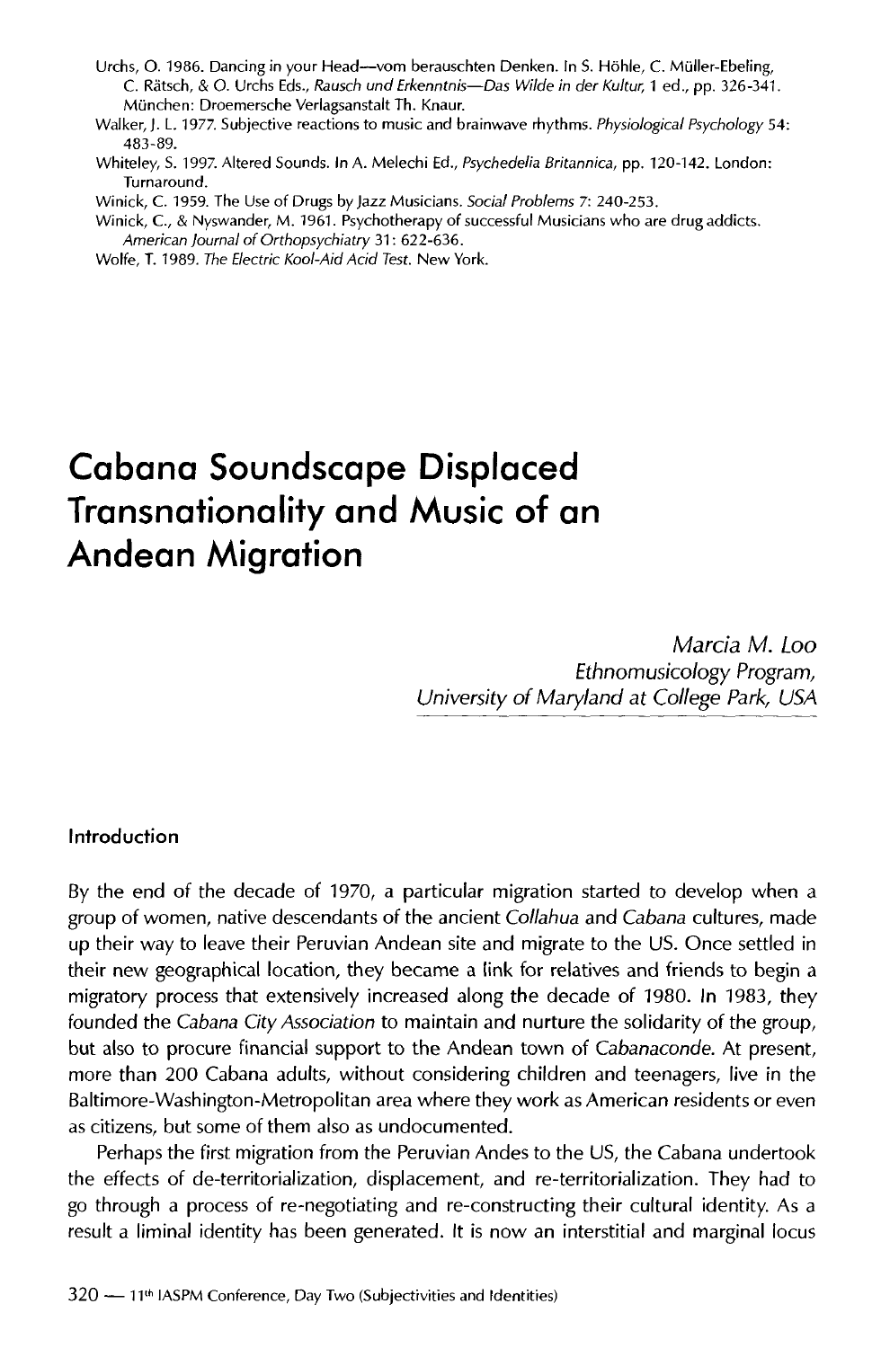Urchs, O. 1986. Dancing in your Head—vom berauschten Denken. In S. Höhle, C. Müller-Ebeling, C. Rätsch, & O. Urchs Eds., *Rausch und Erkenntnis—Das Wilde in der Kultur*, 1 ed., pp. 326-341. München: Droemersche Verlagsanstalt Th. Knaur.

Walker, J. L. 1977. Subjective reactions to music and brainwave rhythms. *Physiological Psychology* 54: 483-89.

Whiteley, S. 1997. Altered Sounds. In A. Melechi Ed., *Psychedelia Britannica*, pp. 120-142. London: Turnaround.

Winick, C. 1959. The Use of Drugs by Jazz Musicians. *Social Problems* 7: 240-253.

Winick, C., & Nyswander, M. 1961. Psychotherapy of successful Musicians who are drug addicts. *American Journal of Orthopsychiatry* 31: 622-636.

Wolfe, T. 1989. *The Electric Kool-Aid Acid Test*. New York.

# Cabana Soundscape Displaced Transnationality and Music of an Andean Migration

*Marcia M. Loo*
*Ethnomusicology Program,*
*University of Maryland at College Park, USA*

## Introduction

By the end of the decade of 1970, a particular migration started to develop when a group of women, native descendants of the ancient *Collahua* and *Cabana* cultures, made up their way to leave their Peruvian Andean site and migrate to the US. Once settled in their new geographical location, they became a link for relatives and friends to begin a migratory process that extensively increased along the decade of 1980. In 1983, they founded the *Cabana City Association* to maintain and nurture the solidarity of the group, but also to procure financial support to the Andean town of *Cabanaconde*. At present, more than 200 Cabana adults, without considering children and teenagers, live in the Baltimore-Washington-Metropolitan area where they work as American residents or even as citizens, but some of them also as undocumented.

Perhaps the first migration from the Peruvian Andes to the US, the Cabana undertook the effects of de-territorialization, displacement, and re-territorialization. They had to go through a process of re-negotiating and re-constructing their cultural identity. As a result a liminal identity has been generated. It is now an interstitial and marginal locus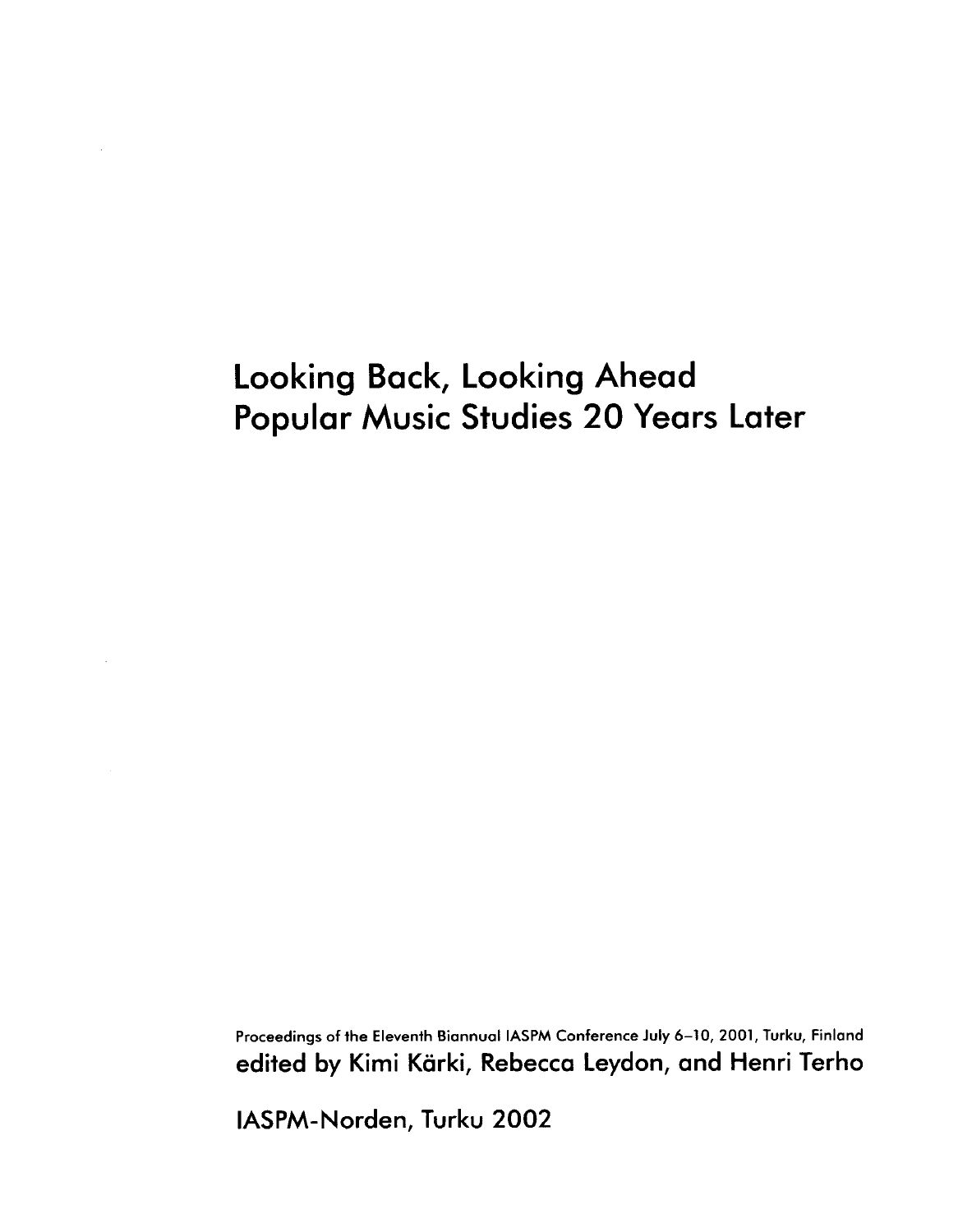# Looking Back, Looking Ahead
# Popular Music Studies 20 Years Later

Proceedings of the Eleventh Biannual IASPM Conference July 6–10, 2001, Turku, Finland

**edited by Kimi Kärki, Rebecca Leydon, and Henri Terho**

**IASPM-Norden, Turku 2002**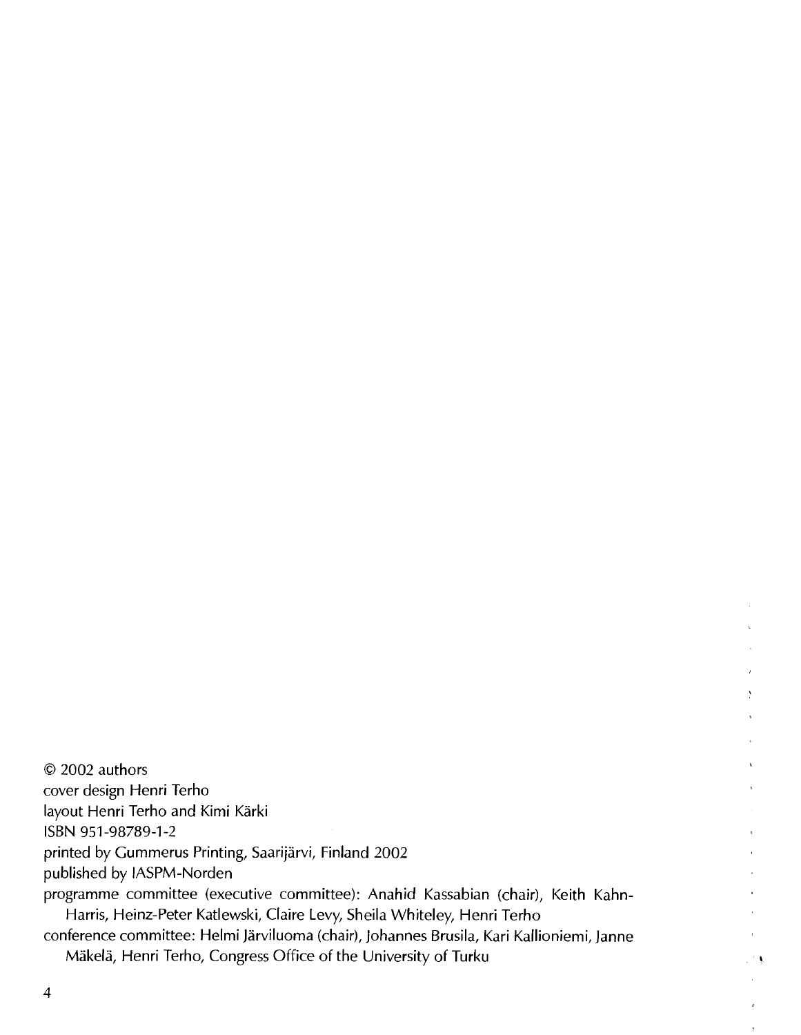© 2002 authors
cover design Henri Terho
layout Henri Terho and Kimi Kärki
ISBN 951-98789-1-2
printed by Gummerus Printing, Saarijärvi, Finland 2002
published by IASPM-Norden
programme committee (executive committee): Anahid Kassabian (chair), Keith Kahn-Harris, Heinz-Peter Katlewski, Claire Levy, Sheila Whiteley, Henri Terho
conference committee: Helmi Järviluoma (chair), Johannes Brusila, Kari Kallioniemi, Janne Mäkelä, Henri Terho, Congress Office of the University of Turku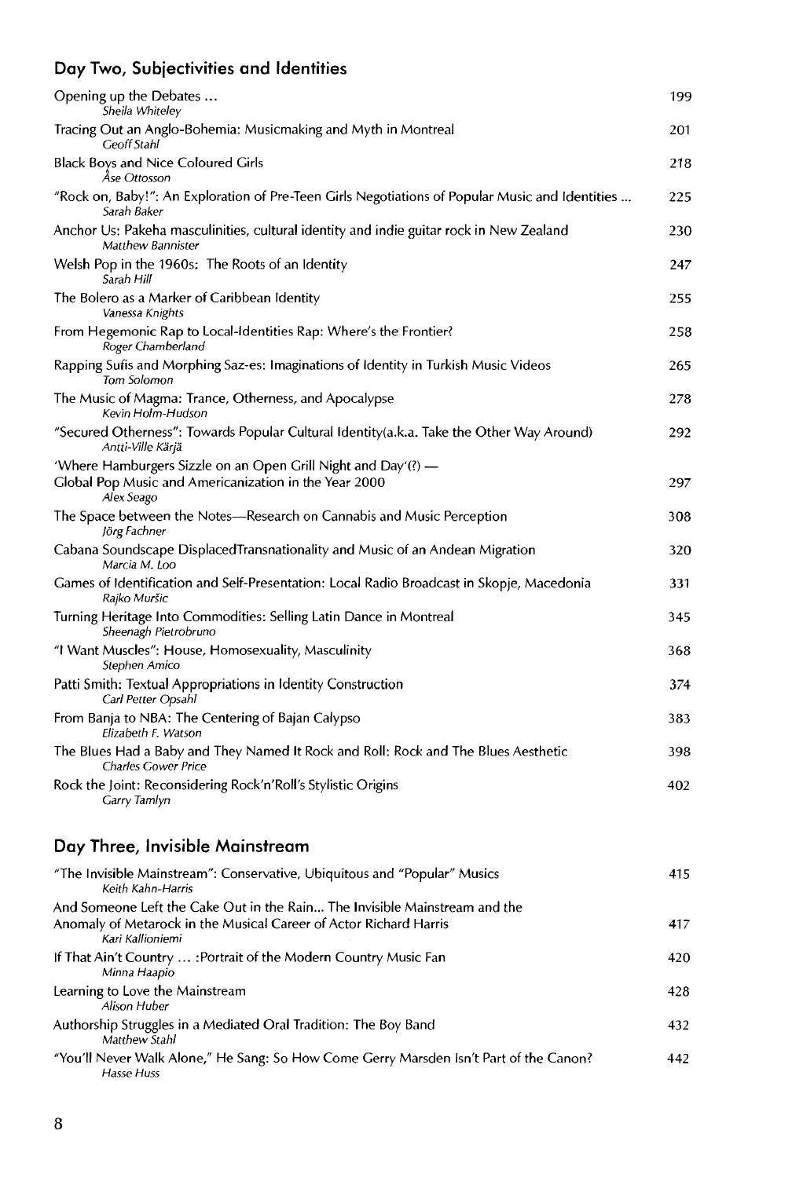## Day Two, Subjectivities and Identities

| | |
|---|---|
| Opening up the Debates ... *Sheila Whiteley* | 199 |
| Tracing Out an Anglo-Bohemia: Musicmaking and Myth in Montreal *Geoff Stahl* | 201 |
| Black Boys and Nice Coloured Girls *Åse Ottosson* | 218 |
| "Rock on, Baby!": An Exploration of Pre-Teen Girls Negotiations of Popular Music and Identities ... *Sarah Baker* | 225 |
| Anchor Us: Pakeha masculinities, cultural identity and indie guitar rock in New Zealand *Matthew Bannister* | 230 |
| Welsh Pop in the 1960s: The Roots of an Identity *Sarah Hill* | 247 |
| The Bolero as a Marker of Caribbean Identity *Vanessa Knights* | 255 |
| From Hegemonic Rap to Local-Identities Rap: Where's the Frontier? *Roger Chamberland* | 258 |
| Rapping Sufis and Morphing Saz-es: Imaginations of Identity in Turkish Music Videos *Tom Solomon* | 265 |
| The Music of Magma: Trance, Otherness, and Apocalypse *Kevin Holm-Hudson* | 278 |
| "Secured Otherness": Towards Popular Cultural Identity(a.k.a. Take the Other Way Around) *Antti-Ville Kärjä* | 292 |
| 'Where Hamburgers Sizzle on an Open Grill Night and Day'(?) — Global Pop Music and Americanization in the Year 2000 *Alex Seago* | 297 |
| The Space between the Notes—Research on Cannabis and Music Perception *Jörg Fachner* | 308 |
| Cabana Soundscape DisplacedTransnationality and Music of an Andean Migration *Marcia M. Loo* | 320 |
| Games of Identification and Self-Presentation: Local Radio Broadcast in Skopje, Macedonia *Rajko Muršic* | 331 |
| Turning Heritage Into Commodities: Selling Latin Dance in Montreal *Sheenagh Pietrobruno* | 345 |
| "I Want Muscles": House, Homosexuality, Masculinity *Stephen Amico* | 368 |
| Patti Smith: Textual Appropriations in Identity Construction *Carl Petter Opsahl* | 374 |
| From Banja to NBA: The Centering of Bajan Calypso *Elizabeth F. Watson* | 383 |
| The Blues Had a Baby and They Named It Rock and Roll: Rock and The Blues Aesthetic *Charles Gower Price* | 398 |
| Rock the Joint: Reconsidering Rock'n'Roll's Stylistic Origins *Garry Tamlyn* | 402 |

## Day Three, Invisible Mainstream

| | |
|---|---|
| "The Invisible Mainstream": Conservative, Ubiquitous and "Popular" Musics *Keith Kahn-Harris* | 415 |
| And Someone Left the Cake Out in the Rain... The Invisible Mainstream and the Anomaly of Metarock in the Musical Career of Actor Richard Harris *Kari Kallioniemi* | 417 |
| If That Ain't Country ... :Portrait of the Modern Country Music Fan *Minna Haapio* | 420 |
| Learning to Love the Mainstream *Alison Huber* | 428 |
| Authorship Struggles in a Mediated Oral Tradition: The Boy Band *Matthew Stahl* | 432 |
| "You'll Never Walk Alone," He Sang: So How Come Gerry Marsden Isn't Part of the Canon? *Hasse Huss* | 442 |